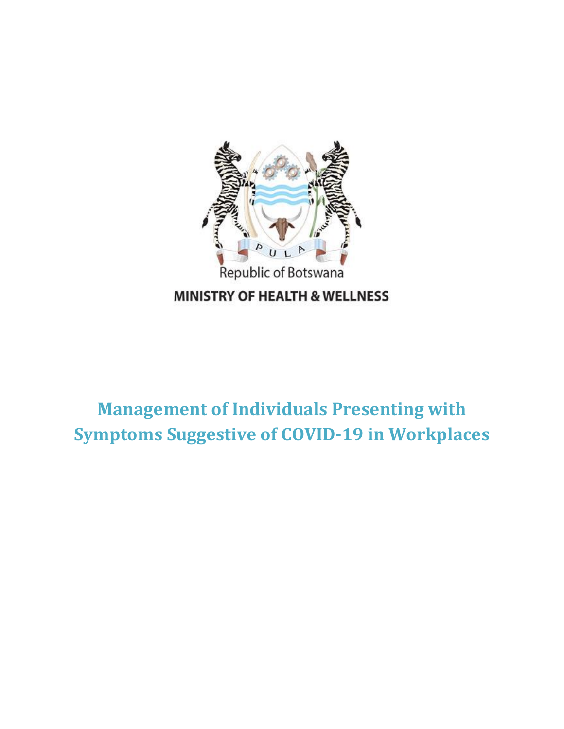Republic of Botswana

MINISTRY OF HEALTH & WELLNESS

# Management of Individuals Presenting with Symptoms Suggestive of COVID-19 in Workplaces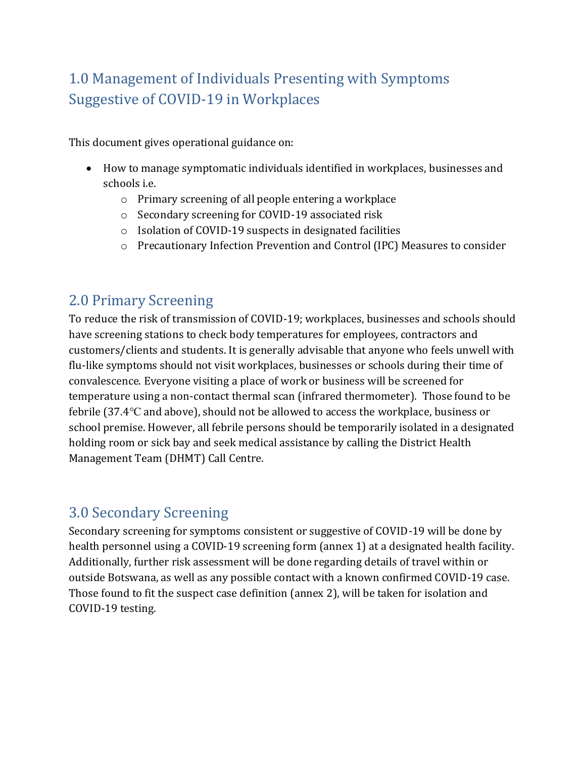## 1.0 Management of Individuals Presenting with Symptoms Suggestive of COVID-19 in Workplaces

This document gives operational guidance on:

- How to manage symptomatic individuals identified in workplaces, businesses and schools i.e.
  - Primary screening of all people entering a workplace
  - Secondary screening for COVID-19 associated risk
  - Isolation of COVID-19 suspects in designated facilities
  - Precautionary Infection Prevention and Control (IPC) Measures to consider

## 2.0 Primary Screening

To reduce the risk of transmission of COVID-19; workplaces, businesses and schools should have screening stations to check body temperatures for employees, contractors and customers/clients and students. It is generally advisable that anyone who feels unwell with flu-like symptoms should not visit workplaces, businesses or schools during their time of convalescence. Everyone visiting a place of work or business will be screened for temperature using a non-contact thermal scan (infrared thermometer). Those found to be febrile (37.4℃ and above), should not be allowed to access the workplace, business or school premise. However, all febrile persons should be temporarily isolated in a designated holding room or sick bay and seek medical assistance by calling the District Health Management Team (DHMT) Call Centre.

## 3.0 Secondary Screening

Secondary screening for symptoms consistent or suggestive of COVID-19 will be done by health personnel using a COVID-19 screening form (annex 1) at a designated health facility. Additionally, further risk assessment will be done regarding details of travel within or outside Botswana, as well as any possible contact with a known confirmed COVID-19 case. Those found to fit the suspect case definition (annex 2), will be taken for isolation and COVID-19 testing.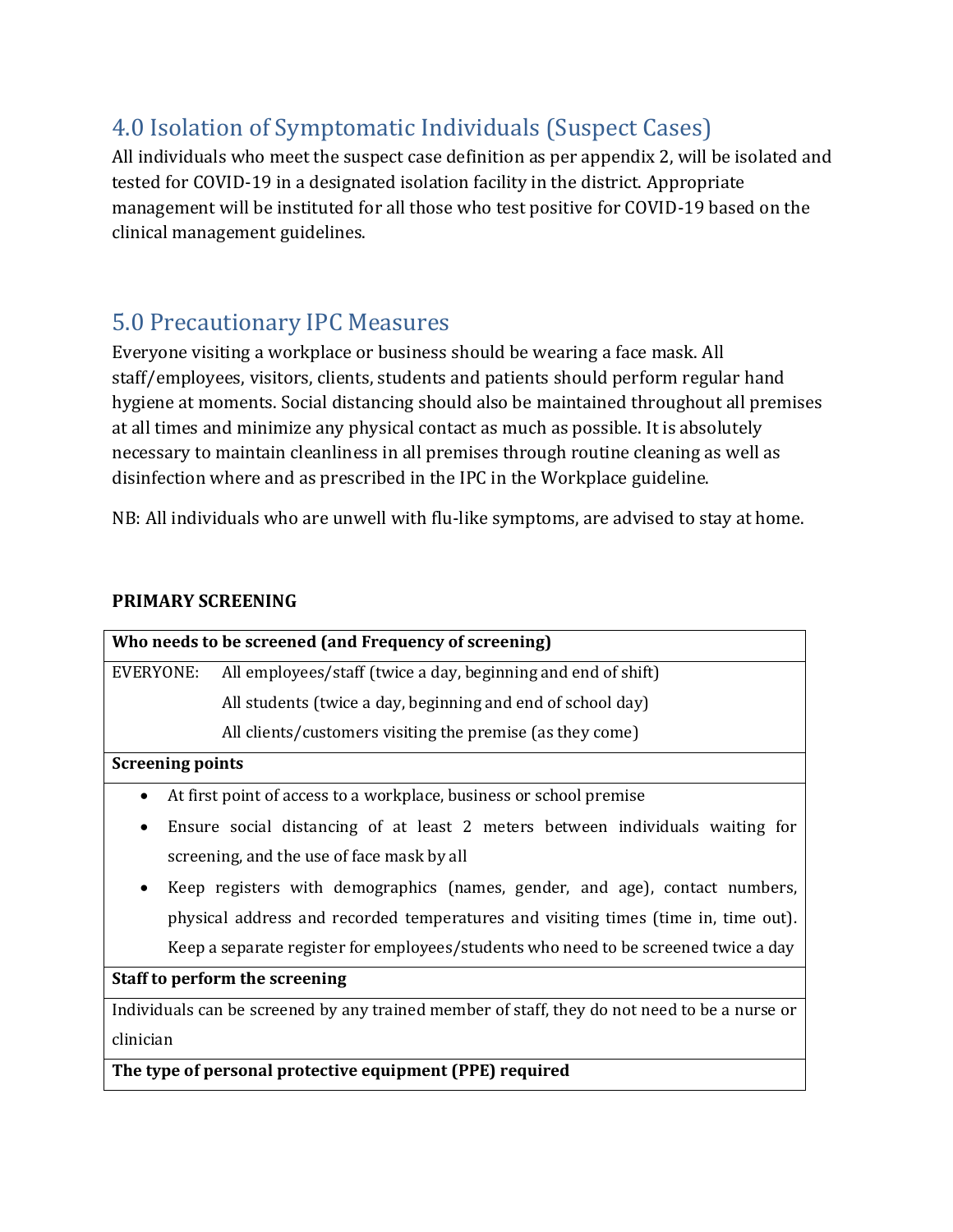## 4.0 Isolation of Symptomatic Individuals (Suspect Cases)

All individuals who meet the suspect case definition as per appendix 2, will be isolated and tested for COVID-19 in a designated isolation facility in the district. Appropriate management will be instituted for all those who test positive for COVID-19 based on the clinical management guidelines.

## 5.0 Precautionary IPC Measures

Everyone visiting a workplace or business should be wearing a face mask. All staff/employees, visitors, clients, students and patients should perform regular hand hygiene at moments. Social distancing should also be maintained throughout all premises at all times and minimize any physical contact as much as possible. It is absolutely necessary to maintain cleanliness in all premises through routine cleaning as well as disinfection where and as prescribed in the IPC in the Workplace guideline.

NB: All individuals who are unwell with flu-like symptoms, are advised to stay at home.

**PRIMARY SCREENING**

| **Who needs to be screened (and Frequency of screening)** | |
|---|---|
| EVERYONE: | All employees/staff (twice a day, beginning and end of shift) |
| | All students (twice a day, beginning and end of school day) |
| | All clients/customers visiting the premise (as they come) |
| **Screening points** | |
| • At first point of access to a workplace, business or school premise<br>• Ensure social distancing of at least 2 meters between individuals waiting for screening, and the use of face mask by all<br>• Keep registers with demographics (names, gender, and age), contact numbers, physical address and recorded temperatures and visiting times (time in, time out). Keep a separate register for employees/students who need to be screened twice a day | |
| **Staff to perform the screening** | |
| Individuals can be screened by any trained member of staff, they do not need to be a nurse or clinician | |
| **The type of personal protective equipment (PPE) required** | |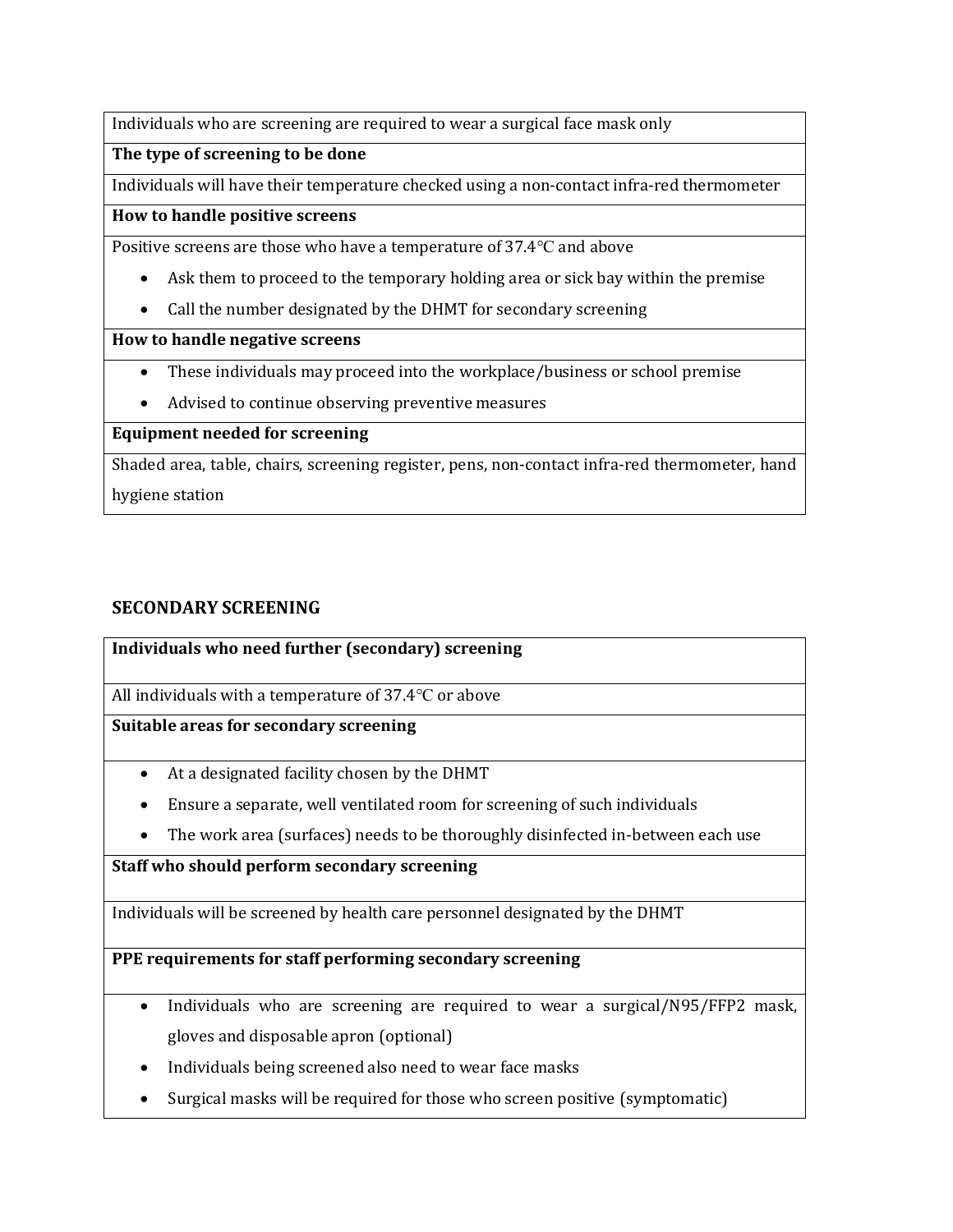| Individuals who are screening are required to wear a surgical face mask only |
|---|
| **The type of screening to be done** |
| Individuals will have their temperature checked using a non-contact infra-red thermometer |
| **How to handle positive screens** |
| Positive screens are those who have a temperature of 37.4°C and above<br>• Ask them to proceed to the temporary holding area or sick bay within the premise<br>• Call the number designated by the DHMT for secondary screening |
| **How to handle negative screens** |
| • These individuals may proceed into the workplace/business or school premise<br>• Advised to continue observing preventive measures |
| **Equipment needed for screening** |
| Shaded area, table, chairs, screening register, pens, non-contact infra-red thermometer, hand hygiene station |

## SECONDARY SCREENING

| **Individuals who need further (secondary) screening** |
|---|
| All individuals with a temperature of 37.4°C or above |
| **Suitable areas for secondary screening** |
| • At a designated facility chosen by the DHMT<br>• Ensure a separate, well ventilated room for screening of such individuals<br>• The work area (surfaces) needs to be thoroughly disinfected in-between each use |
| **Staff who should perform secondary screening** |
| Individuals will be screened by health care personnel designated by the DHMT |
| **PPE requirements for staff performing secondary screening** |
| • Individuals who are screening are required to wear a surgical/N95/FFP2 mask, gloves and disposable apron (optional)<br>• Individuals being screened also need to wear face masks<br>• Surgical masks will be required for those who screen positive (symptomatic) |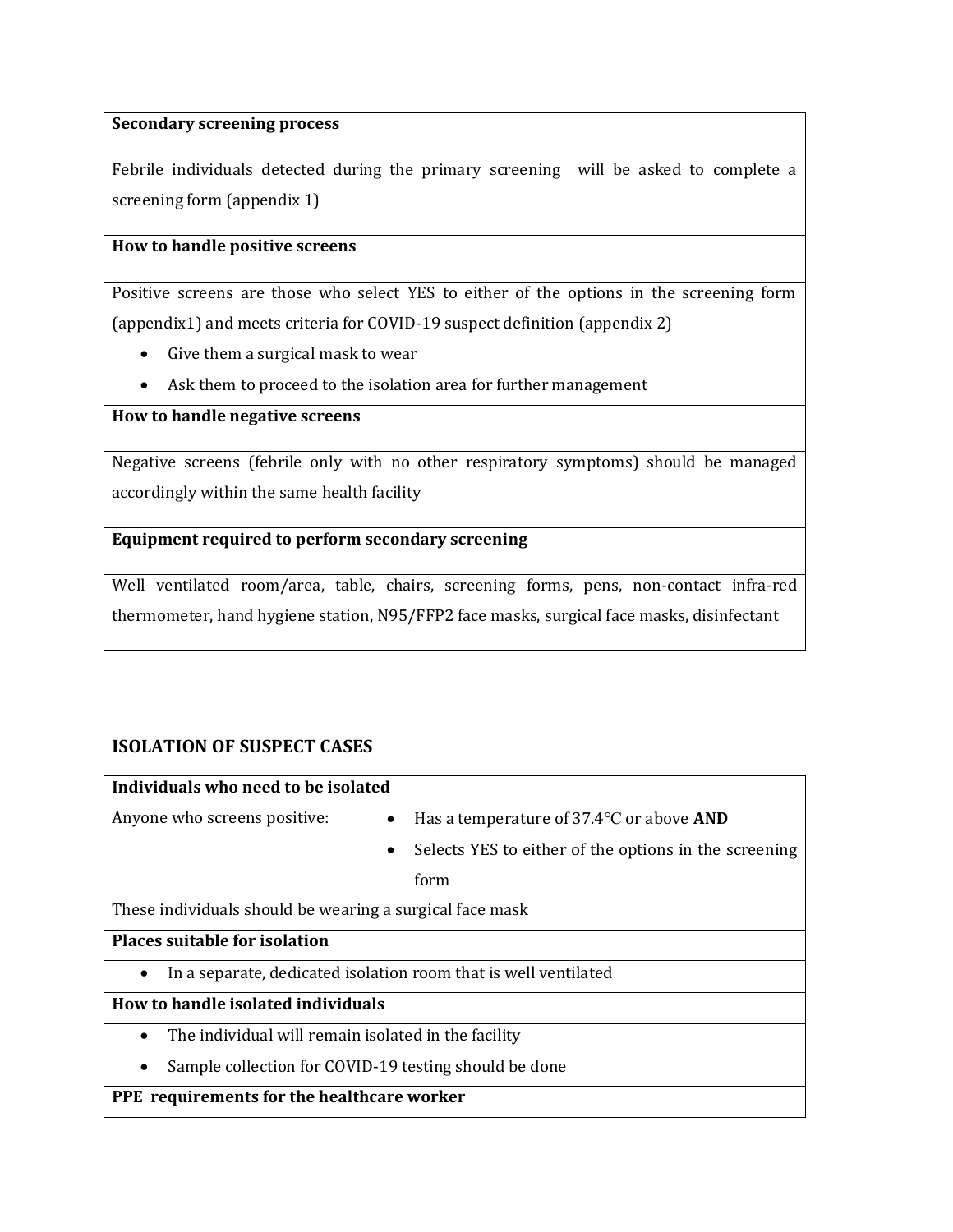| **Secondary screening process** |
|---|
| Febrile individuals detected during the primary screening will be asked to complete a screening form (appendix 1) |
| **How to handle positive screens** |
| Positive screens are those who select YES to either of the options in the screening form (appendix1) and meets criteria for COVID-19 suspect definition (appendix 2)<br>• Give them a surgical mask to wear<br>• Ask them to proceed to the isolation area for further management |
| **How to handle negative screens** |
| Negative screens (febrile only with no other respiratory symptoms) should be managed accordingly within the same health facility |
| **Equipment required to perform secondary screening** |
| Well ventilated room/area, table, chairs, screening forms, pens, non-contact infra-red thermometer, hand hygiene station, N95/FFP2 face masks, surgical face masks, disinfectant |

## ISOLATION OF SUSPECT CASES

| **Individuals who need to be isolated** | |
|---|---|
| Anyone who screens positive: | • Has a temperature of 37.4°C or above **AND**<br>• Selects YES to either of the options in the screening form |
| These individuals should be wearing a surgical face mask | |
| **Places suitable for isolation** | |
| • In a separate, dedicated isolation room that is well ventilated | |
| **How to handle isolated individuals** | |
| • The individual will remain isolated in the facility<br>• Sample collection for COVID-19 testing should be done | |
| **PPE requirements for the healthcare worker** | |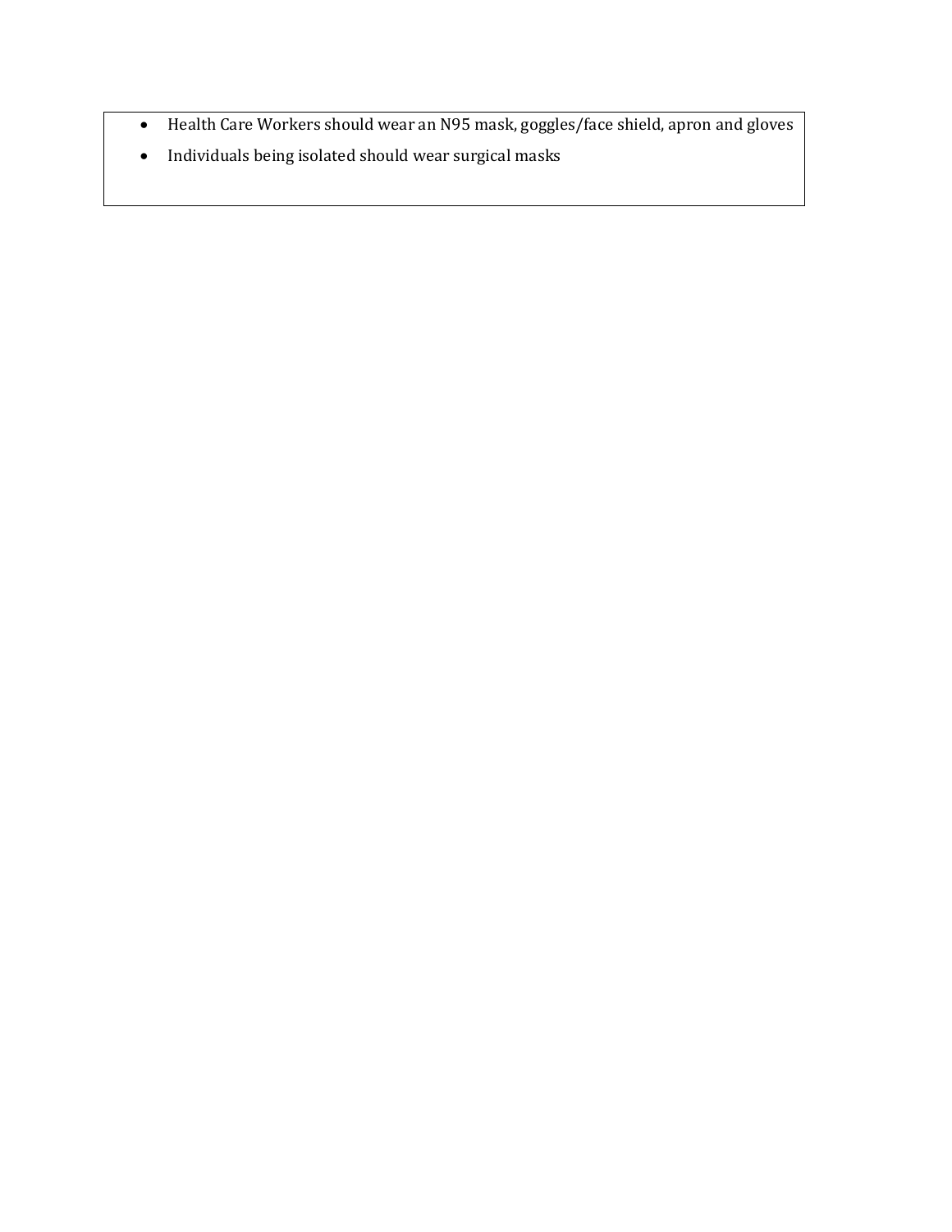- Health Care Workers should wear an N95 mask, goggles/face shield, apron and gloves
- Individuals being isolated should wear surgical masks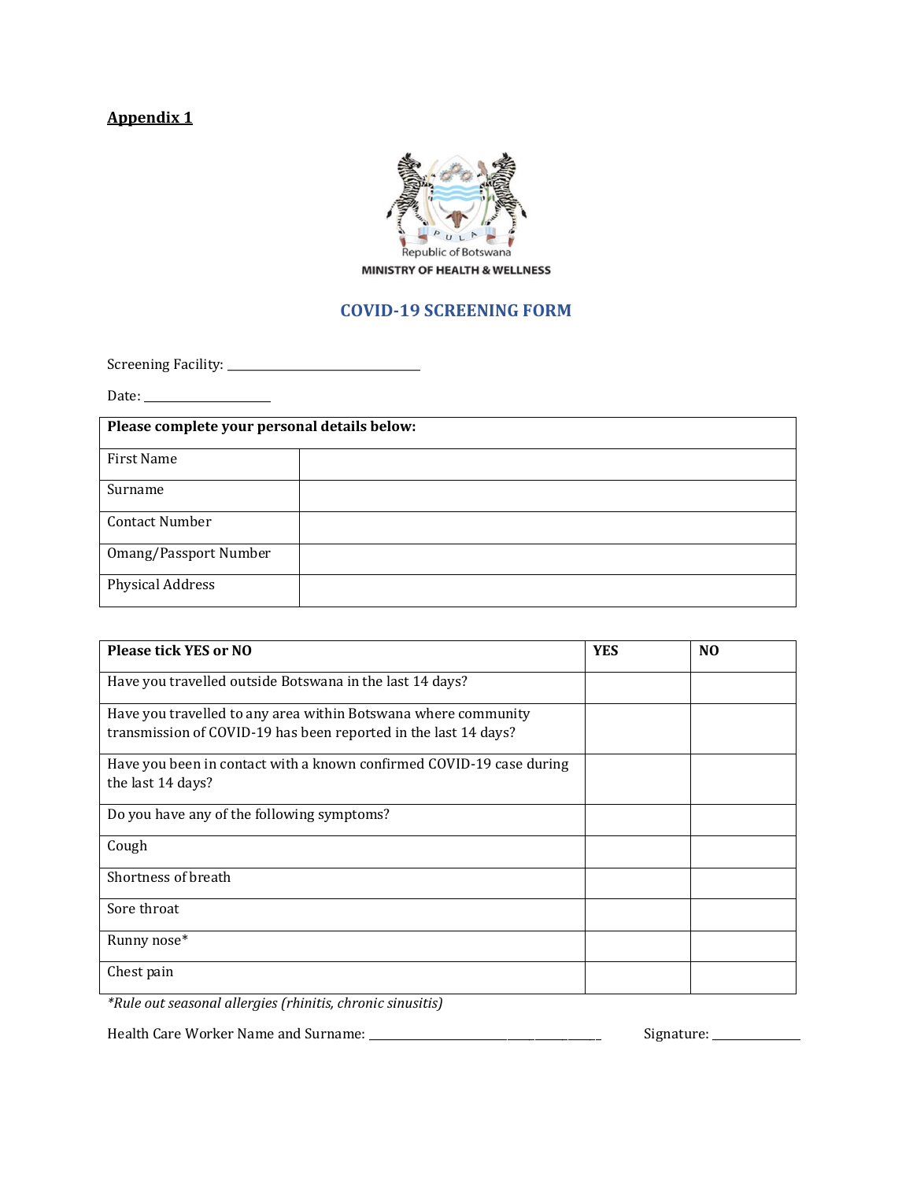**Appendix 1**

Republic of Botswana

MINISTRY OF HEALTH & WELLNESS

## COVID-19 SCREENING FORM

Screening Facility: ______________________________

Date: ____________________

| Please complete your personal details below: | |
|---|---|
| First Name | |
| Surname | |
| Contact Number | |
| Omang/Passport Number | |
| Physical Address | |

| Please tick YES or NO | YES | NO |
|---|---|---|
| Have you travelled outside Botswana in the last 14 days? | | |
| Have you travelled to any area within Botswana where community transmission of COVID-19 has been reported in the last 14 days? | | |
| Have you been in contact with a known confirmed COVID-19 case during the last 14 days? | | |
| Do you have any of the following symptoms? | | |
| Cough | | |
| Shortness of breath | | |
| Sore throat | | |
| Runny nose* | | |
| Chest pain | | |

*\*Rule out seasonal allergies (rhinitis, chronic sinusitis)*

Health Care Worker Name and Surname: ____________________________________ Signature: ______________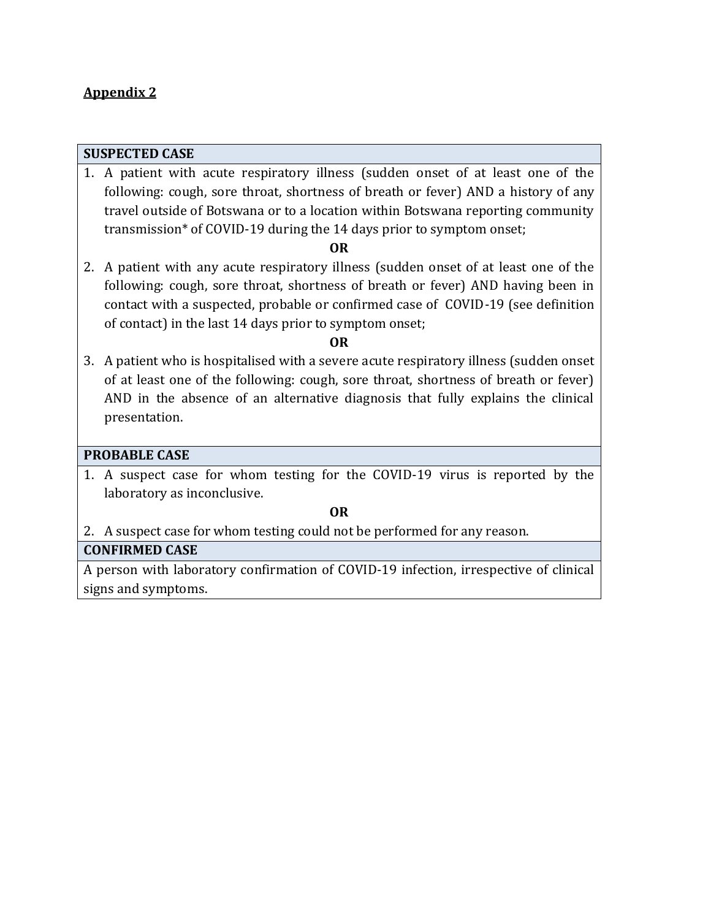**Appendix 2**

| SUSPECTED CASE |
|---|
| 1. A patient with acute respiratory illness (sudden onset of at least one of the following: cough, sore throat, shortness of breath or fever) AND a history of any travel outside of Botswana or to a location within Botswana reporting community transmission* of COVID-19 during the 14 days prior to symptom onset; **OR** 2. A patient with any acute respiratory illness (sudden onset of at least one of the following: cough, sore throat, shortness of breath or fever) AND having been in contact with a suspected, probable or confirmed case of COVID-19 (see definition of contact) in the last 14 days prior to symptom onset; **OR** 3. A patient who is hospitalised with a severe acute respiratory illness (sudden onset of at least one of the following: cough, sore throat, shortness of breath or fever) AND in the absence of an alternative diagnosis that fully explains the clinical presentation. |
| **PROBABLE CASE** |
| 1. A suspect case for whom testing for the COVID-19 virus is reported by the laboratory as inconclusive. **OR** 2. A suspect case for whom testing could not be performed for any reason. |
| **CONFIRMED CASE** |
| A person with laboratory confirmation of COVID-19 infection, irrespective of clinical signs and symptoms. |